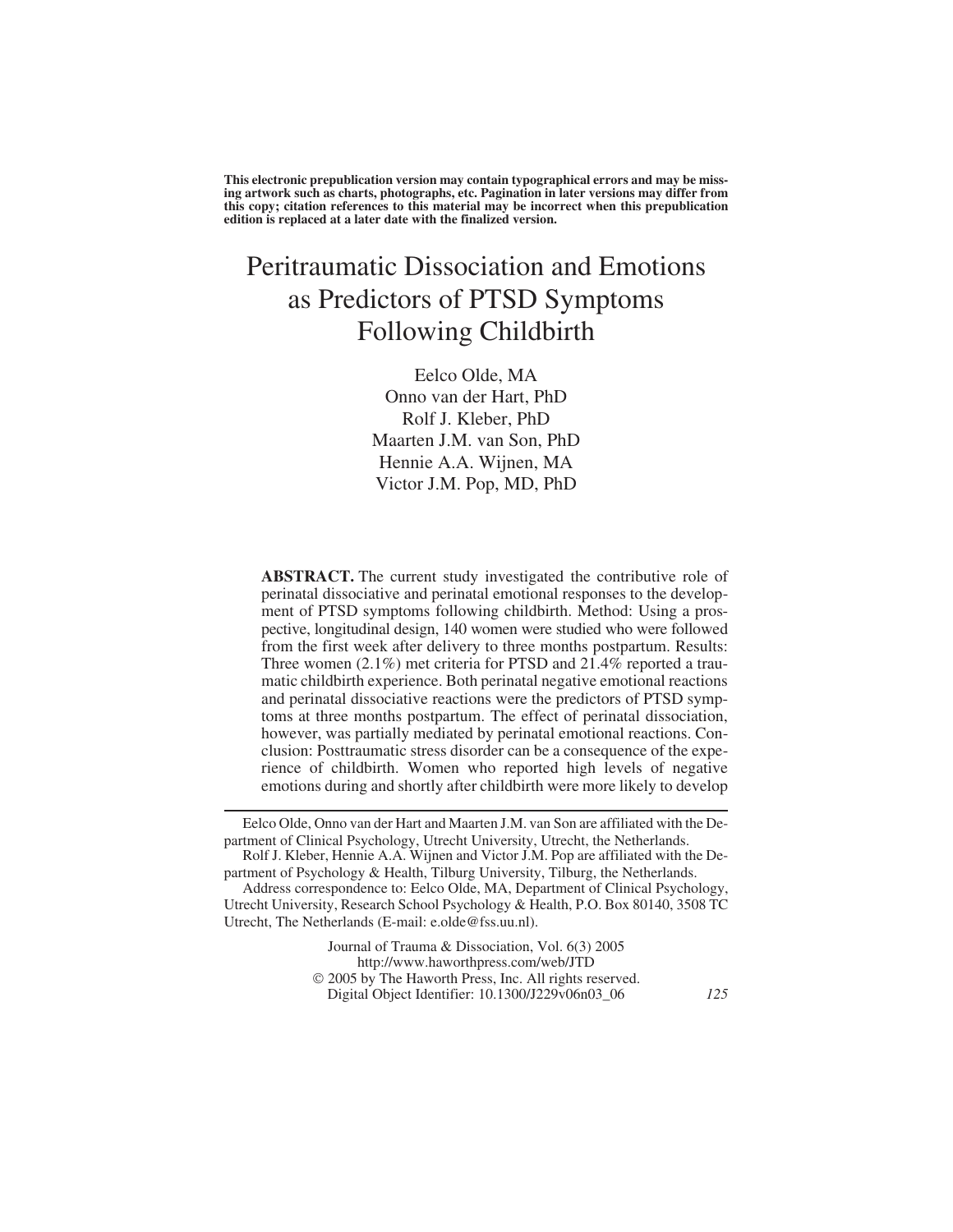**This electronic prepublication version may contain typographical errors and may be missing artwork such as charts, photographs, etc. Pagination in later versions may differ from this copy; citation references to this material may be incorrect when this prepublication edition is replaced at a later date with the finalized version.**

# Peritraumatic Dissociation and Emotions as Predictors of PTSD Symptoms Following Childbirth

Eelco Olde, MA
Onno van der Hart, PhD
Rolf J. Kleber, PhD
Maarten J.M. van Son, PhD
Hennie A.A. Wijnen, MA
Victor J.M. Pop, MD, PhD

**ABSTRACT.** The current study investigated the contributive role of perinatal dissociative and perinatal emotional responses to the development of PTSD symptoms following childbirth. Method: Using a prospective, longitudinal design, 140 women were studied who were followed from the first week after delivery to three months postpartum. Results: Three women (2.1%) met criteria for PTSD and 21.4% reported a traumatic childbirth experience. Both perinatal negative emotional reactions and perinatal dissociative reactions were the predictors of PTSD symptoms at three months postpartum. The effect of perinatal dissociation, however, was partially mediated by perinatal emotional reactions. Conclusion: Posttraumatic stress disorder can be a consequence of the experience of childbirth. Women who reported high levels of negative emotions during and shortly after childbirth were more likely to develop

---

Eelco Olde, Onno van der Hart and Maarten J.M. van Son are affiliated with the Department of Clinical Psychology, Utrecht University, Utrecht, the Netherlands.

Rolf J. Kleber, Hennie A.A. Wijnen and Victor J.M. Pop are affiliated with the Department of Psychology & Health, Tilburg University, Tilburg, the Netherlands.

Address correspondence to: Eelco Olde, MA, Department of Clinical Psychology, Utrecht University, Research School Psychology & Health, P.O. Box 80140, 3508 TC Utrecht, The Netherlands (E-mail: e.olde@fss.uu.nl).

Journal of Trauma & Dissociation, Vol. 6(3) 2005
http://www.haworthpress.com/web/JTD
© 2005 by The Haworth Press, Inc. All rights reserved.
Digital Object Identifier: 10.1300/J229v06n03_06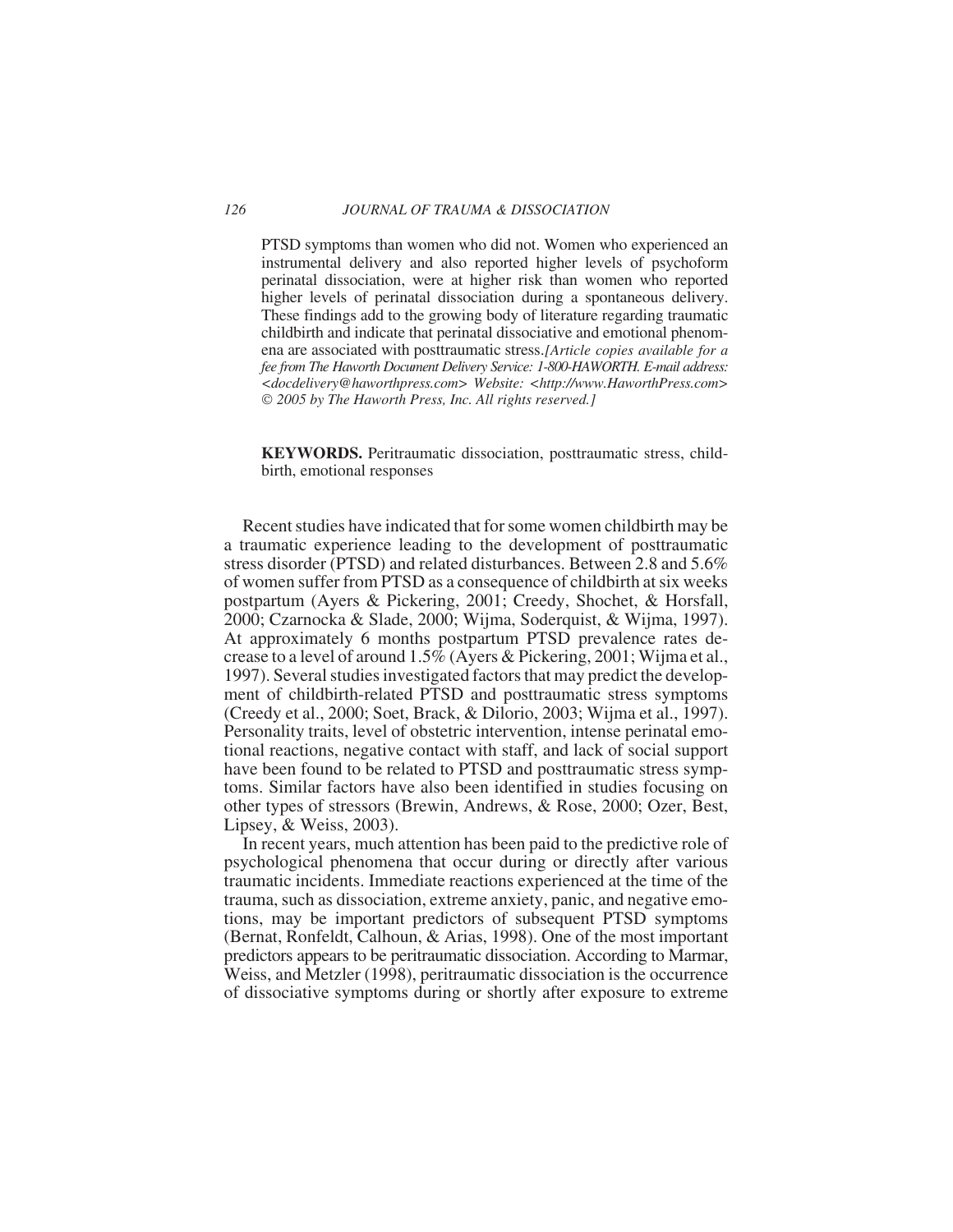PTSD symptoms than women who did not. Women who experienced an instrumental delivery and also reported higher levels of psychoform perinatal dissociation, were at higher risk than women who reported higher levels of perinatal dissociation during a spontaneous delivery. These findings add to the growing body of literature regarding traumatic childbirth and indicate that perinatal dissociative and emotional phenomena are associated with posttraumatic stress.*[Article copies available for a fee from The Haworth Document Delivery Service: 1-800-HAWORTH. E-mail address: <docdelivery@haworthpress.com> Website: <http://www.HaworthPress.com> © 2005 by The Haworth Press, Inc. All rights reserved.]*

**KEYWORDS.** Peritraumatic dissociation, posttraumatic stress, childbirth, emotional responses

Recent studies have indicated that for some women childbirth may be a traumatic experience leading to the development of posttraumatic stress disorder (PTSD) and related disturbances. Between 2.8 and 5.6% of women suffer from PTSD as a consequence of childbirth at six weeks postpartum (Ayers & Pickering, 2001; Creedy, Shochet, & Horsfall, 2000; Czarnocka & Slade, 2000; Wijma, Soderquist, & Wijma, 1997). At approximately 6 months postpartum PTSD prevalence rates decrease to a level of around 1.5% (Ayers & Pickering, 2001; Wijma et al., 1997). Several studies investigated factors that may predict the development of childbirth-related PTSD and posttraumatic stress symptoms (Creedy et al., 2000; Soet, Brack, & Dilorio, 2003; Wijma et al., 1997). Personality traits, level of obstetric intervention, intense perinatal emotional reactions, negative contact with staff, and lack of social support have been found to be related to PTSD and posttraumatic stress symptoms. Similar factors have also been identified in studies focusing on other types of stressors (Brewin, Andrews, & Rose, 2000; Ozer, Best, Lipsey, & Weiss, 2003).

In recent years, much attention has been paid to the predictive role of psychological phenomena that occur during or directly after various traumatic incidents. Immediate reactions experienced at the time of the trauma, such as dissociation, extreme anxiety, panic, and negative emotions, may be important predictors of subsequent PTSD symptoms (Bernat, Ronfeldt, Calhoun, & Arias, 1998). One of the most important predictors appears to be peritraumatic dissociation. According to Marmar, Weiss, and Metzler (1998), peritraumatic dissociation is the occurrence of dissociative symptoms during or shortly after exposure to extreme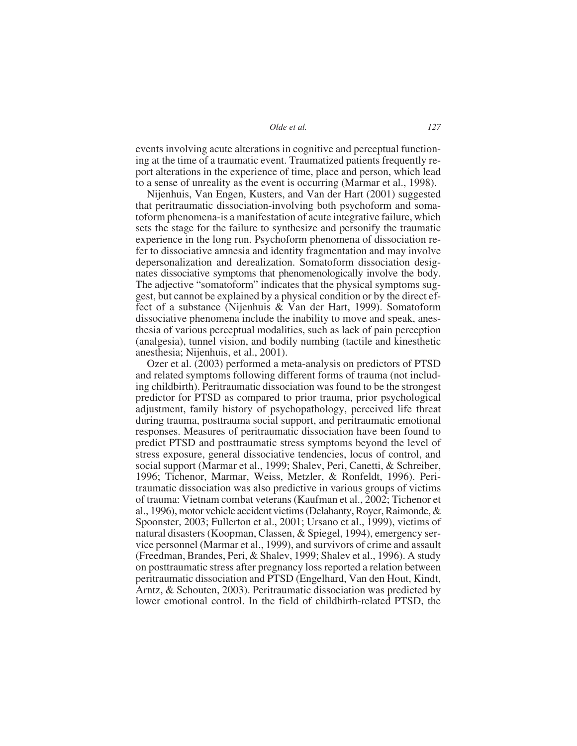events involving acute alterations in cognitive and perceptual functioning at the time of a traumatic event. Traumatized patients frequently report alterations in the experience of time, place and person, which lead to a sense of unreality as the event is occurring (Marmar et al., 1998).

Nijenhuis, Van Engen, Kusters, and Van der Hart (2001) suggested that peritraumatic dissociation-involving both psychoform and somatoform phenomena-is a manifestation of acute integrative failure, which sets the stage for the failure to synthesize and personify the traumatic experience in the long run. Psychoform phenomena of dissociation refer to dissociative amnesia and identity fragmentation and may involve depersonalization and derealization. Somatoform dissociation designates dissociative symptoms that phenomenologically involve the body. The adjective "somatoform" indicates that the physical symptoms suggest, but cannot be explained by a physical condition or by the direct effect of a substance (Nijenhuis & Van der Hart, 1999). Somatoform dissociative phenomena include the inability to move and speak, anesthesia of various perceptual modalities, such as lack of pain perception (analgesia), tunnel vision, and bodily numbing (tactile and kinesthetic anesthesia; Nijenhuis, et al., 2001).

Ozer et al. (2003) performed a meta-analysis on predictors of PTSD and related symptoms following different forms of trauma (not including childbirth). Peritraumatic dissociation was found to be the strongest predictor for PTSD as compared to prior trauma, prior psychological adjustment, family history of psychopathology, perceived life threat during trauma, posttrauma social support, and peritraumatic emotional responses. Measures of peritraumatic dissociation have been found to predict PTSD and posttraumatic stress symptoms beyond the level of stress exposure, general dissociative tendencies, locus of control, and social support (Marmar et al., 1999; Shalev, Peri, Canetti, & Schreiber, 1996; Tichenor, Marmar, Weiss, Metzler, & Ronfeldt, 1996). Peritraumatic dissociation was also predictive in various groups of victims of trauma: Vietnam combat veterans (Kaufman et al., 2002; Tichenor et al., 1996), motor vehicle accident victims (Delahanty, Royer, Raimonde, & Spoonster, 2003; Fullerton et al., 2001; Ursano et al., 1999), victims of natural disasters (Koopman, Classen, & Spiegel, 1994), emergency service personnel (Marmar et al., 1999), and survivors of crime and assault (Freedman, Brandes, Peri, & Shalev, 1999; Shalev et al., 1996). A study on posttraumatic stress after pregnancy loss reported a relation between peritraumatic dissociation and PTSD (Engelhard, Van den Hout, Kindt, Arntz, & Schouten, 2003). Peritraumatic dissociation was predicted by lower emotional control. In the field of childbirth-related PTSD, the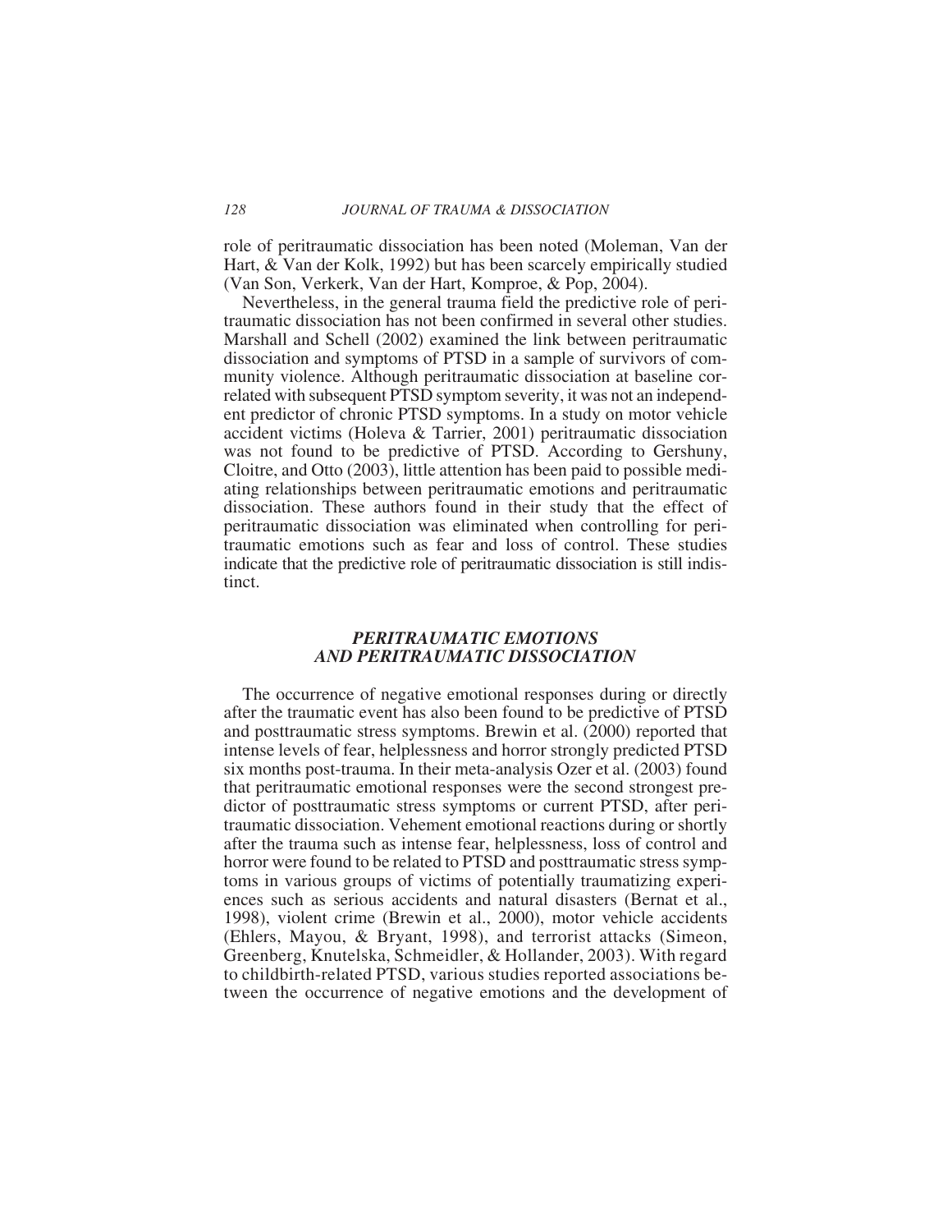role of peritraumatic dissociation has been noted (Moleman, Van der Hart, & Van der Kolk, 1992) but has been scarcely empirically studied (Van Son, Verkerk, Van der Hart, Komproe, & Pop, 2004).

Nevertheless, in the general trauma field the predictive role of peritraumatic dissociation has not been confirmed in several other studies. Marshall and Schell (2002) examined the link between peritraumatic dissociation and symptoms of PTSD in a sample of survivors of community violence. Although peritraumatic dissociation at baseline correlated with subsequent PTSD symptom severity, it was not an independent predictor of chronic PTSD symptoms. In a study on motor vehicle accident victims (Holeva & Tarrier, 2001) peritraumatic dissociation was not found to be predictive of PTSD. According to Gershuny, Cloitre, and Otto (2003), little attention has been paid to possible mediating relationships between peritraumatic emotions and peritraumatic dissociation. These authors found in their study that the effect of peritraumatic dissociation was eliminated when controlling for peritraumatic emotions such as fear and loss of control. These studies indicate that the predictive role of peritraumatic dissociation is still indistinct.

## *PERITRAUMATIC EMOTIONS AND PERITRAUMATIC DISSOCIATION*

The occurrence of negative emotional responses during or directly after the traumatic event has also been found to be predictive of PTSD and posttraumatic stress symptoms. Brewin et al. (2000) reported that intense levels of fear, helplessness and horror strongly predicted PTSD six months post-trauma. In their meta-analysis Ozer et al. (2003) found that peritraumatic emotional responses were the second strongest predictor of posttraumatic stress symptoms or current PTSD, after peritraumatic dissociation. Vehement emotional reactions during or shortly after the trauma such as intense fear, helplessness, loss of control and horror were found to be related to PTSD and posttraumatic stress symptoms in various groups of victims of potentially traumatizing experiences such as serious accidents and natural disasters (Bernat et al., 1998), violent crime (Brewin et al., 2000), motor vehicle accidents (Ehlers, Mayou, & Bryant, 1998), and terrorist attacks (Simeon, Greenberg, Knutelska, Schmeidler, & Hollander, 2003). With regard to childbirth-related PTSD, various studies reported associations between the occurrence of negative emotions and the development of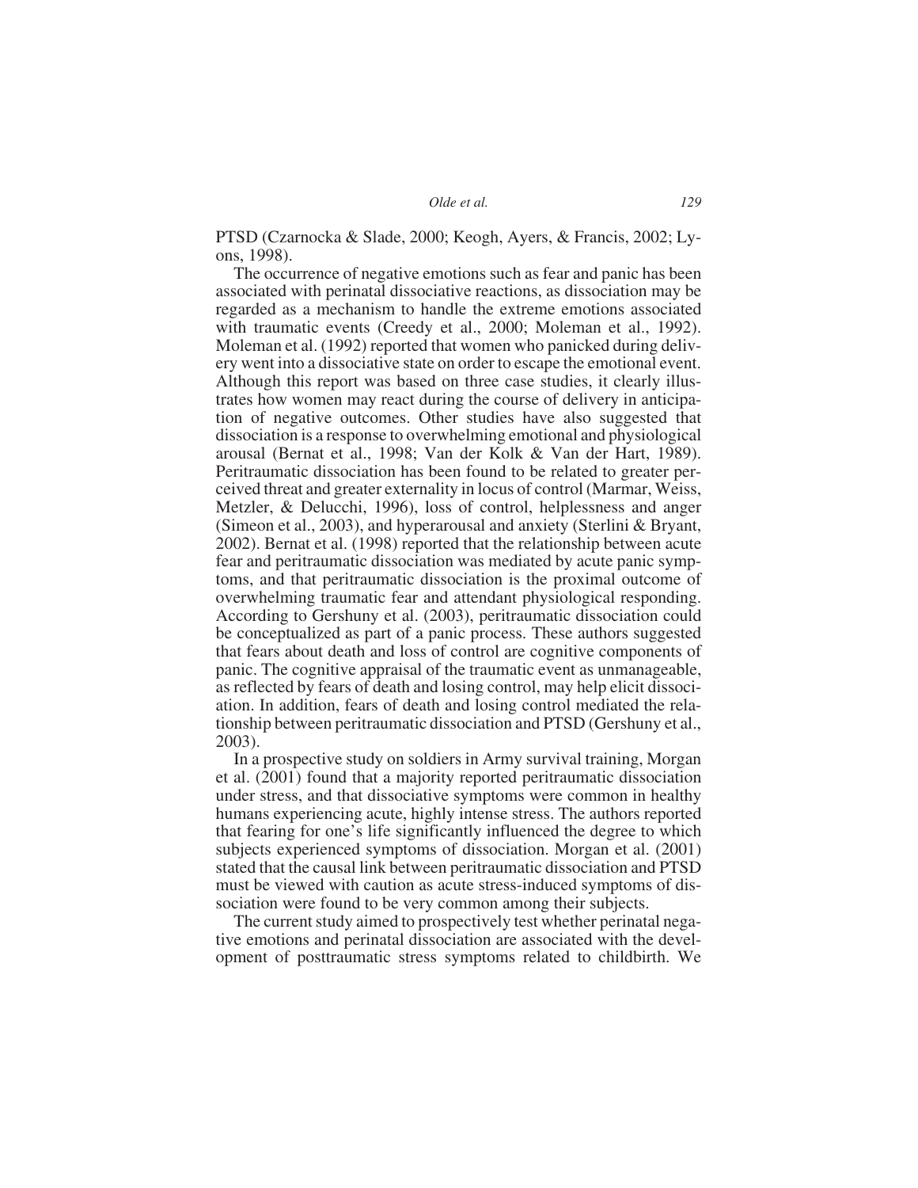PTSD (Czarnocka & Slade, 2000; Keogh, Ayers, & Francis, 2002; Lyons, 1998).

The occurrence of negative emotions such as fear and panic has been associated with perinatal dissociative reactions, as dissociation may be regarded as a mechanism to handle the extreme emotions associated with traumatic events (Creedy et al., 2000; Moleman et al., 1992). Moleman et al. (1992) reported that women who panicked during delivery went into a dissociative state on order to escape the emotional event. Although this report was based on three case studies, it clearly illustrates how women may react during the course of delivery in anticipation of negative outcomes. Other studies have also suggested that dissociation is a response to overwhelming emotional and physiological arousal (Bernat et al., 1998; Van der Kolk & Van der Hart, 1989). Peritraumatic dissociation has been found to be related to greater perceived threat and greater externality in locus of control (Marmar, Weiss, Metzler, & Delucchi, 1996), loss of control, helplessness and anger (Simeon et al., 2003), and hyperarousal and anxiety (Sterlini & Bryant, 2002). Bernat et al. (1998) reported that the relationship between acute fear and peritraumatic dissociation was mediated by acute panic symptoms, and that peritraumatic dissociation is the proximal outcome of overwhelming traumatic fear and attendant physiological responding. According to Gershuny et al. (2003), peritraumatic dissociation could be conceptualized as part of a panic process. These authors suggested that fears about death and loss of control are cognitive components of panic. The cognitive appraisal of the traumatic event as unmanageable, as reflected by fears of death and losing control, may help elicit dissociation. In addition, fears of death and losing control mediated the relationship between peritraumatic dissociation and PTSD (Gershuny et al., 2003).

In a prospective study on soldiers in Army survival training, Morgan et al. (2001) found that a majority reported peritraumatic dissociation under stress, and that dissociative symptoms were common in healthy humans experiencing acute, highly intense stress. The authors reported that fearing for one's life significantly influenced the degree to which subjects experienced symptoms of dissociation. Morgan et al. (2001) stated that the causal link between peritraumatic dissociation and PTSD must be viewed with caution as acute stress-induced symptoms of dissociation were found to be very common among their subjects.

The current study aimed to prospectively test whether perinatal negative emotions and perinatal dissociation are associated with the development of posttraumatic stress symptoms related to childbirth. We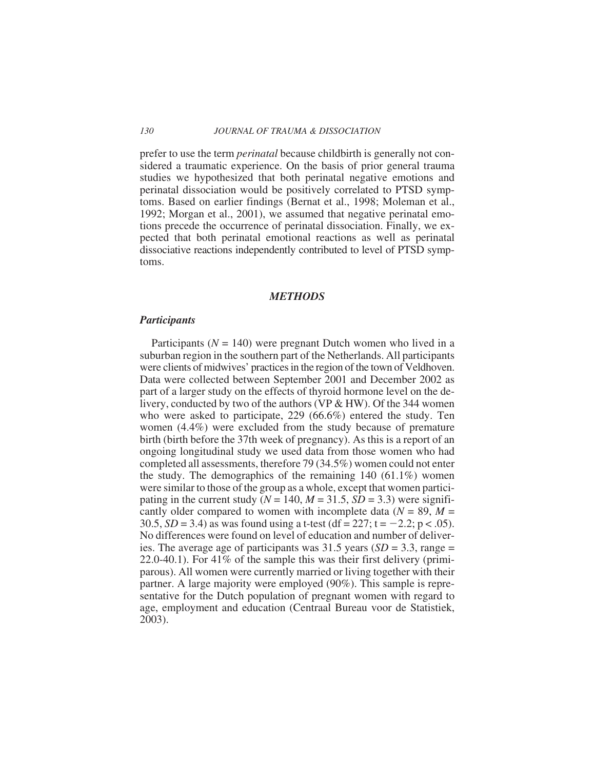prefer to use the term *perinatal* because childbirth is generally not considered a traumatic experience. On the basis of prior general trauma studies we hypothesized that both perinatal negative emotions and perinatal dissociation would be positively correlated to PTSD symptoms. Based on earlier findings (Bernat et al., 1998; Moleman et al., 1992; Morgan et al., 2001), we assumed that negative perinatal emotions precede the occurrence of perinatal dissociation. Finally, we expected that both perinatal emotional reactions as well as perinatal dissociative reactions independently contributed to level of PTSD symptoms.

## *METHODS*

### *Participants*

Participants ($N = 140$) were pregnant Dutch women who lived in a suburban region in the southern part of the Netherlands. All participants were clients of midwives' practices in the region of the town of Veldhoven. Data were collected between September 2001 and December 2002 as part of a larger study on the effects of thyroid hormone level on the delivery, conducted by two of the authors (VP & HW). Of the 344 women who were asked to participate, 229 (66.6%) entered the study. Ten women (4.4%) were excluded from the study because of premature birth (birth before the 37th week of pregnancy). As this is a report of an ongoing longitudinal study we used data from those women who had completed all assessments, therefore 79 (34.5%) women could not enter the study. The demographics of the remaining 140 (61.1%) women were similar to those of the group as a whole, except that women participating in the current study ($N = 140$, $M = 31.5$, $SD = 3.3$) were significantly older compared to women with incomplete data ($N = 89$, $M = 30.5$, $SD = 3.4$) as was found using a t-test (df = 227; $t = -2.2$; $p < .05$). No differences were found on level of education and number of deliveries. The average age of participants was 31.5 years ($SD = 3.3$, range = 22.0-40.1). For 41% of the sample this was their first delivery (primiparous). All women were currently married or living together with their partner. A large majority were employed (90%). This sample is representative for the Dutch population of pregnant women with regard to age, employment and education (Centraal Bureau voor de Statistiek, 2003).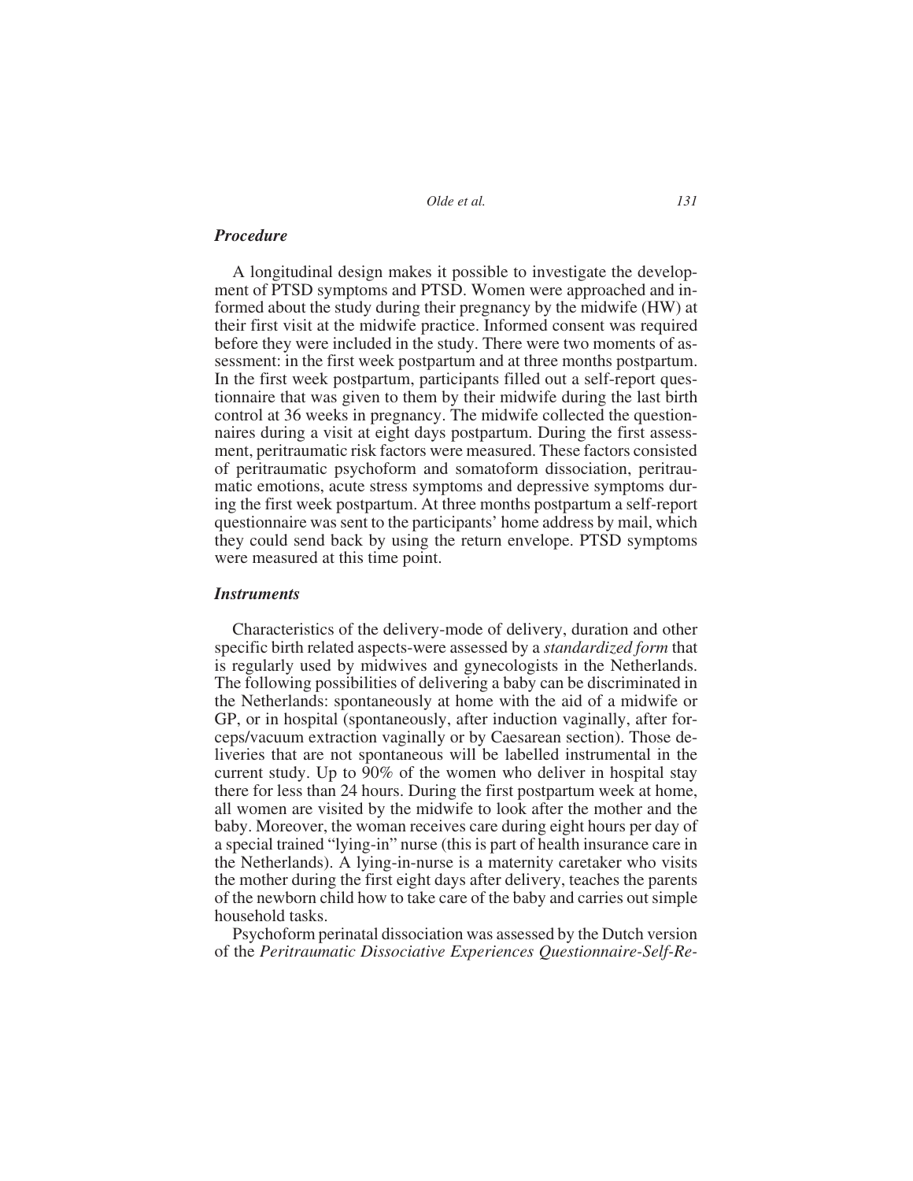### *Procedure*

A longitudinal design makes it possible to investigate the development of PTSD symptoms and PTSD. Women were approached and informed about the study during their pregnancy by the midwife (HW) at their first visit at the midwife practice. Informed consent was required before they were included in the study. There were two moments of assessment: in the first week postpartum and at three months postpartum. In the first week postpartum, participants filled out a self-report questionnaire that was given to them by their midwife during the last birth control at 36 weeks in pregnancy. The midwife collected the questionnaires during a visit at eight days postpartum. During the first assessment, peritraumatic risk factors were measured. These factors consisted of peritraumatic psychoform and somatoform dissociation, peritraumatic emotions, acute stress symptoms and depressive symptoms during the first week postpartum. At three months postpartum a self-report questionnaire was sent to the participants' home address by mail, which they could send back by using the return envelope. PTSD symptoms were measured at this time point.

### *Instruments*

Characteristics of the delivery-mode of delivery, duration and other specific birth related aspects-were assessed by a *standardized form* that is regularly used by midwives and gynecologists in the Netherlands. The following possibilities of delivering a baby can be discriminated in the Netherlands: spontaneously at home with the aid of a midwife or GP, or in hospital (spontaneously, after induction vaginally, after forceps/vacuum extraction vaginally or by Caesarean section). Those deliveries that are not spontaneous will be labelled instrumental in the current study. Up to 90% of the women who deliver in hospital stay there for less than 24 hours. During the first postpartum week at home, all women are visited by the midwife to look after the mother and the baby. Moreover, the woman receives care during eight hours per day of a special trained "lying-in" nurse (this is part of health insurance care in the Netherlands). A lying-in-nurse is a maternity caretaker who visits the mother during the first eight days after delivery, teaches the parents of the newborn child how to take care of the baby and carries out simple household tasks.

Psychoform perinatal dissociation was assessed by the Dutch version of the *Peritraumatic Dissociative Experiences Questionnaire-Self-Re-*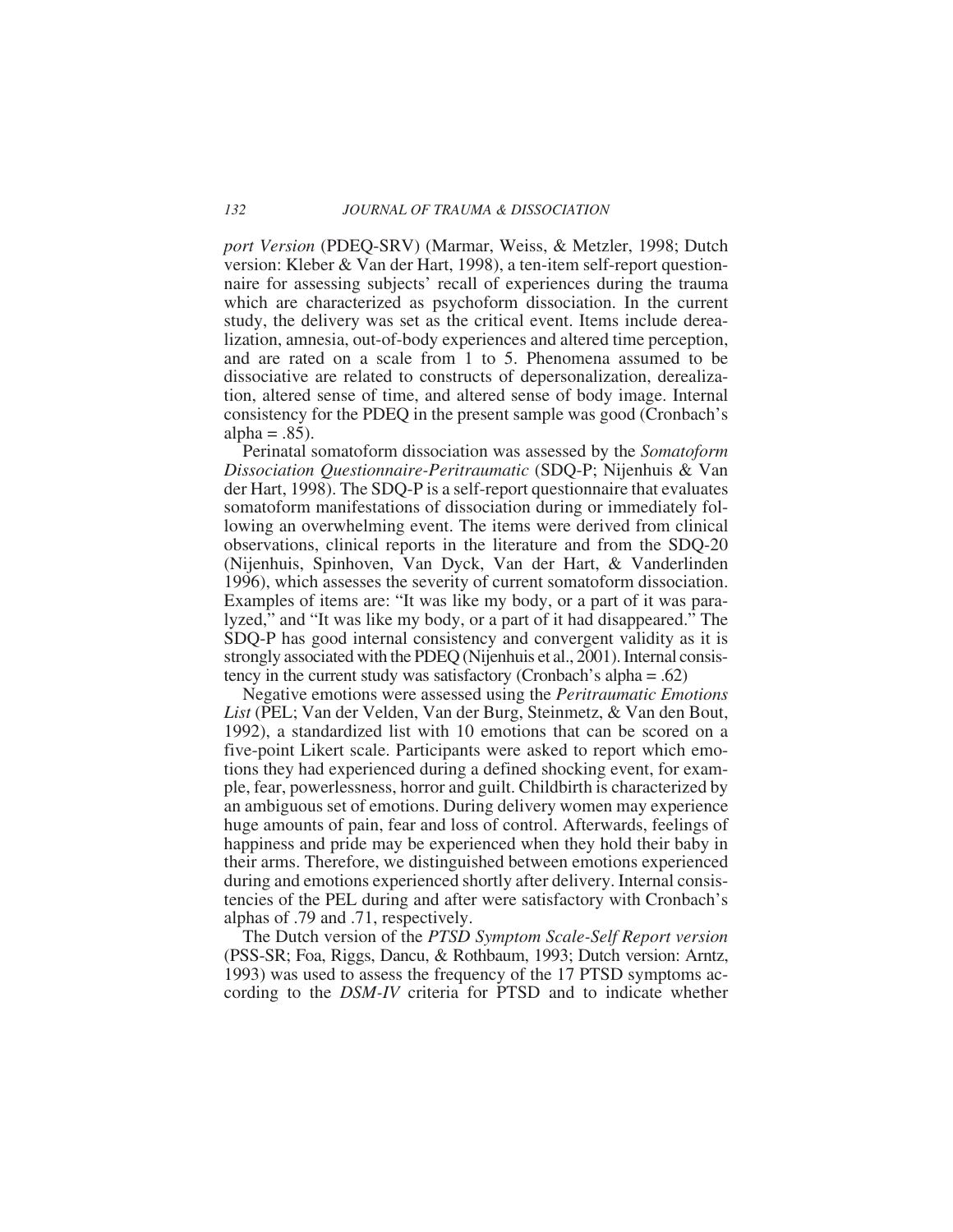*port Version* (PDEQ-SRV) (Marmar, Weiss, & Metzler, 1998; Dutch version: Kleber & Van der Hart, 1998), a ten-item self-report questionnaire for assessing subjects' recall of experiences during the trauma which are characterized as psychoform dissociation. In the current study, the delivery was set as the critical event. Items include derealization, amnesia, out-of-body experiences and altered time perception, and are rated on a scale from 1 to 5. Phenomena assumed to be dissociative are related to constructs of depersonalization, derealization, altered sense of time, and altered sense of body image. Internal consistency for the PDEQ in the present sample was good (Cronbach's alpha = .85).

Perinatal somatoform dissociation was assessed by the *Somatoform Dissociation Questionnaire-Peritraumatic* (SDQ-P; Nijenhuis & Van der Hart, 1998). The SDQ-P is a self-report questionnaire that evaluates somatoform manifestations of dissociation during or immediately following an overwhelming event. The items were derived from clinical observations, clinical reports in the literature and from the SDQ-20 (Nijenhuis, Spinhoven, Van Dyck, Van der Hart, & Vanderlinden 1996), which assesses the severity of current somatoform dissociation. Examples of items are: "It was like my body, or a part of it was paralyzed," and "It was like my body, or a part of it had disappeared." The SDQ-P has good internal consistency and convergent validity as it is strongly associated with the PDEQ (Nijenhuis et al., 2001). Internal consistency in the current study was satisfactory (Cronbach's alpha = .62)

Negative emotions were assessed using the *Peritraumatic Emotions List* (PEL; Van der Velden, Van der Burg, Steinmetz, & Van den Bout, 1992), a standardized list with 10 emotions that can be scored on a five-point Likert scale. Participants were asked to report which emotions they had experienced during a defined shocking event, for example, fear, powerlessness, horror and guilt. Childbirth is characterized by an ambiguous set of emotions. During delivery women may experience huge amounts of pain, fear and loss of control. Afterwards, feelings of happiness and pride may be experienced when they hold their baby in their arms. Therefore, we distinguished between emotions experienced during and emotions experienced shortly after delivery. Internal consistencies of the PEL during and after were satisfactory with Cronbach's alphas of .79 and .71, respectively.

The Dutch version of the *PTSD Symptom Scale-Self Report version* (PSS-SR; Foa, Riggs, Dancu, & Rothbaum, 1993; Dutch version: Arntz, 1993) was used to assess the frequency of the 17 PTSD symptoms according to the *DSM-IV* criteria for PTSD and to indicate whether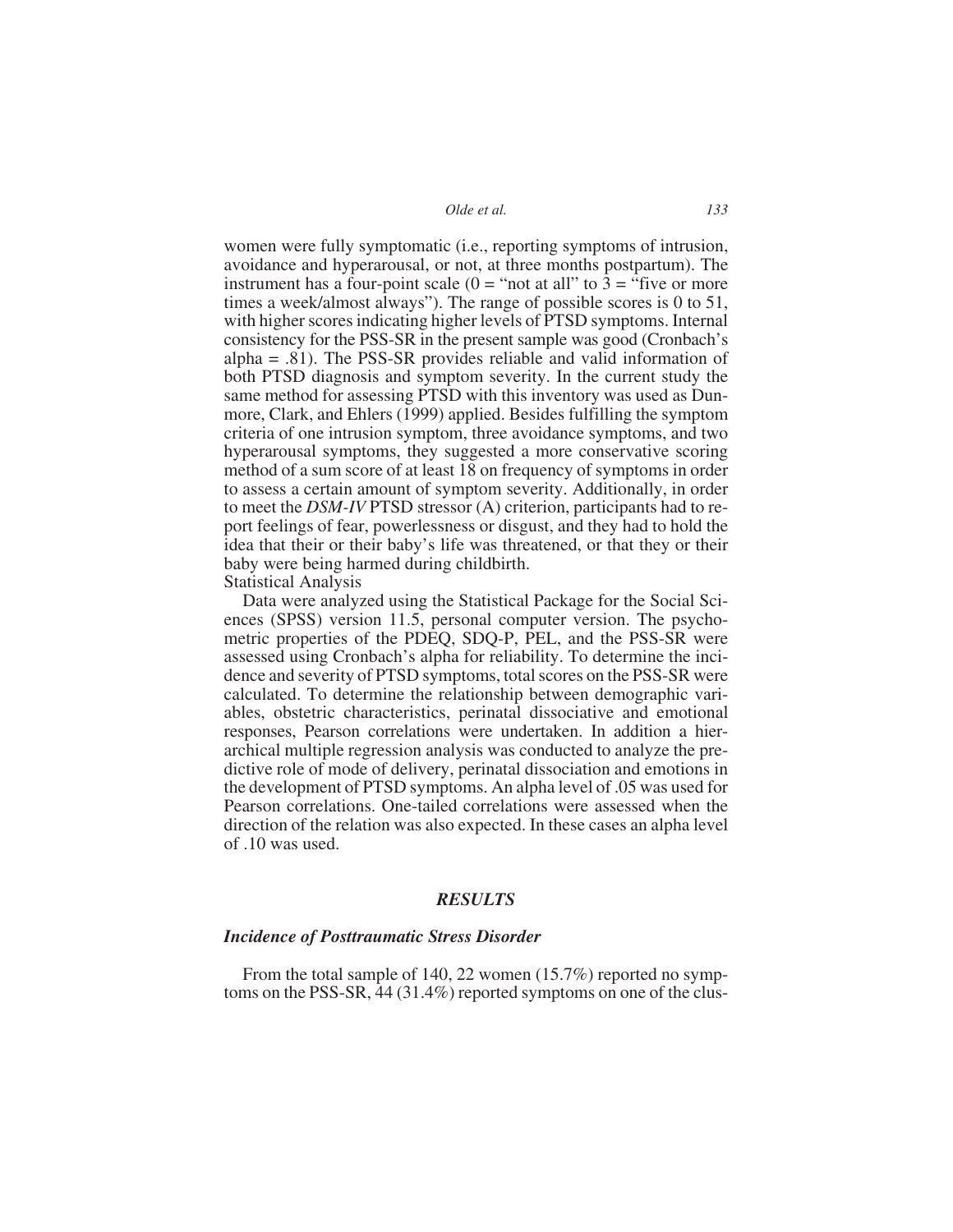women were fully symptomatic (i.e., reporting symptoms of intrusion, avoidance and hyperarousal, or not, at three months postpartum). The instrument has a four-point scale (0 = "not at all" to 3 = "five or more times a week/almost always"). The range of possible scores is 0 to 51, with higher scores indicating higher levels of PTSD symptoms. Internal consistency for the PSS-SR in the present sample was good (Cronbach's alpha = .81). The PSS-SR provides reliable and valid information of both PTSD diagnosis and symptom severity. In the current study the same method for assessing PTSD with this inventory was used as Dunmore, Clark, and Ehlers (1999) applied. Besides fulfilling the symptom criteria of one intrusion symptom, three avoidance symptoms, and two hyperarousal symptoms, they suggested a more conservative scoring method of a sum score of at least 18 on frequency of symptoms in order to assess a certain amount of symptom severity. Additionally, in order to meet the *DSM-IV* PTSD stressor (A) criterion, participants had to report feelings of fear, powerlessness or disgust, and they had to hold the idea that their or their baby's life was threatened, or that they or their baby were being harmed during childbirth.

Statistical Analysis

Data were analyzed using the Statistical Package for the Social Sciences (SPSS) version 11.5, personal computer version. The psychometric properties of the PDEQ, SDQ-P, PEL, and the PSS-SR were assessed using Cronbach's alpha for reliability. To determine the incidence and severity of PTSD symptoms, total scores on the PSS-SR were calculated. To determine the relationship between demographic variables, obstetric characteristics, perinatal dissociative and emotional responses, Pearson correlations were undertaken. In addition a hierarchical multiple regression analysis was conducted to analyze the predictive role of mode of delivery, perinatal dissociation and emotions in the development of PTSD symptoms. An alpha level of .05 was used for Pearson correlations. One-tailed correlations were assessed when the direction of the relation was also expected. In these cases an alpha level of .10 was used.

## *RESULTS*

### *Incidence of Posttraumatic Stress Disorder*

From the total sample of 140, 22 women (15.7%) reported no symptoms on the PSS-SR, 44 (31.4%) reported symptoms on one of the clus-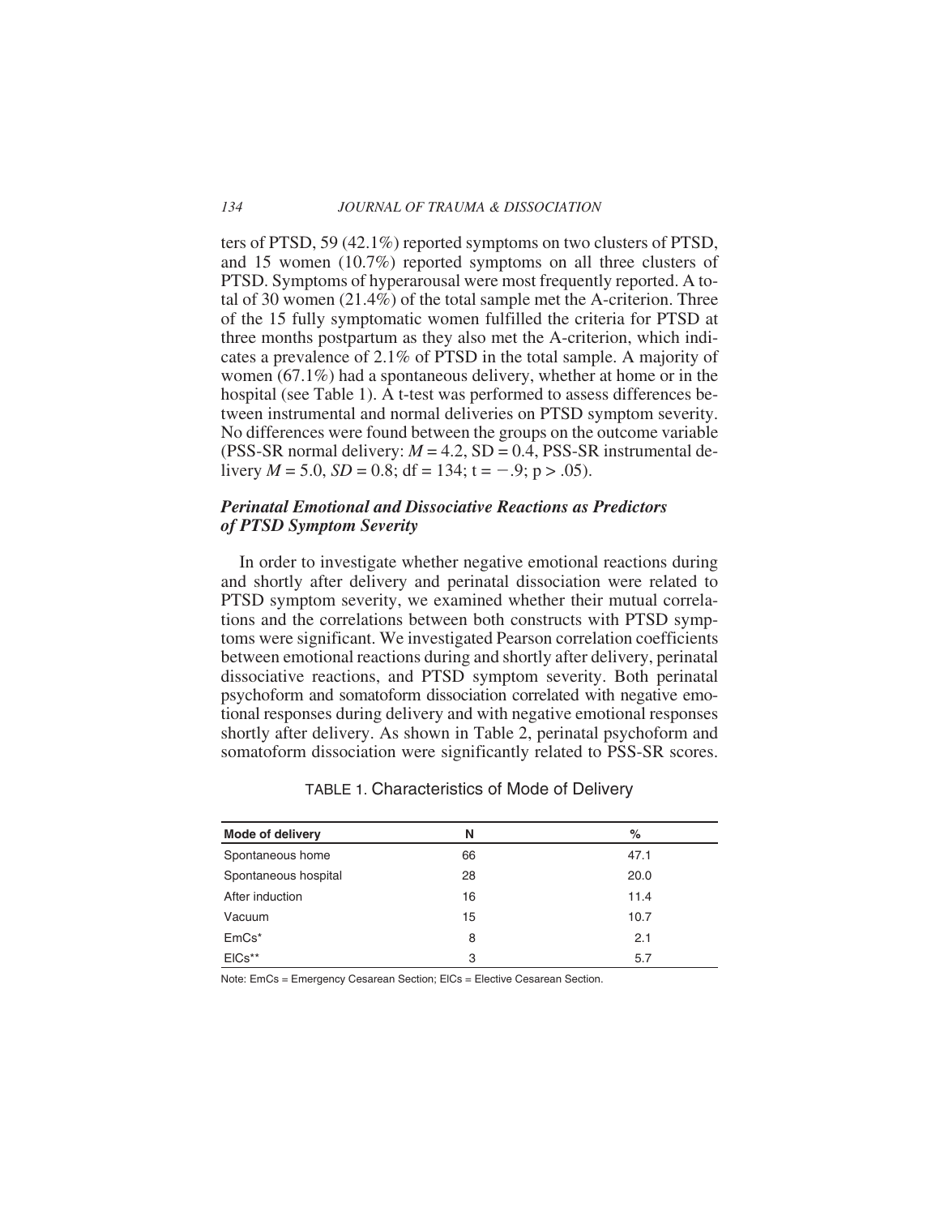ters of PTSD, 59 (42.1%) reported symptoms on two clusters of PTSD, and 15 women (10.7%) reported symptoms on all three clusters of PTSD. Symptoms of hyperarousal were most frequently reported. A total of 30 women (21.4%) of the total sample met the A-criterion. Three of the 15 fully symptomatic women fulfilled the criteria for PTSD at three months postpartum as they also met the A-criterion, which indicates a prevalence of 2.1% of PTSD in the total sample. A majority of women (67.1%) had a spontaneous delivery, whether at home or in the hospital (see Table 1). A t-test was performed to assess differences between instrumental and normal deliveries on PTSD symptom severity. No differences were found between the groups on the outcome variable (PSS-SR normal delivery: $M = 4.2$, SD = 0.4, PSS-SR instrumental delivery $M = 5.0$, $SD = 0.8$; df = 134; $t = -.9$; $p > .05$).

### *Perinatal Emotional and Dissociative Reactions as Predictors of PTSD Symptom Severity*

In order to investigate whether negative emotional reactions during and shortly after delivery and perinatal dissociation were related to PTSD symptom severity, we examined whether their mutual correlations and the correlations between both constructs with PTSD symptoms were significant. We investigated Pearson correlation coefficients between emotional reactions during and shortly after delivery, perinatal dissociative reactions, and PTSD symptom severity. Both perinatal psychoform and somatoform dissociation correlated with negative emotional responses during delivery and with negative emotional responses shortly after delivery. As shown in Table 2, perinatal psychoform and somatoform dissociation were significantly related to PSS-SR scores.

TABLE 1. Characteristics of Mode of Delivery

| Mode of delivery | N | % |
|---|---|---|
| Spontaneous home | 66 | 47.1 |
| Spontaneous hospital | 28 | 20.0 |
| After induction | 16 | 11.4 |
| Vacuum | 15 | 10.7 |
| EmCs* | 8 | 2.1 |
| ElCs** | 3 | 5.7 |

Note: EmCs = Emergency Cesarean Section; ElCs = Elective Cesarean Section.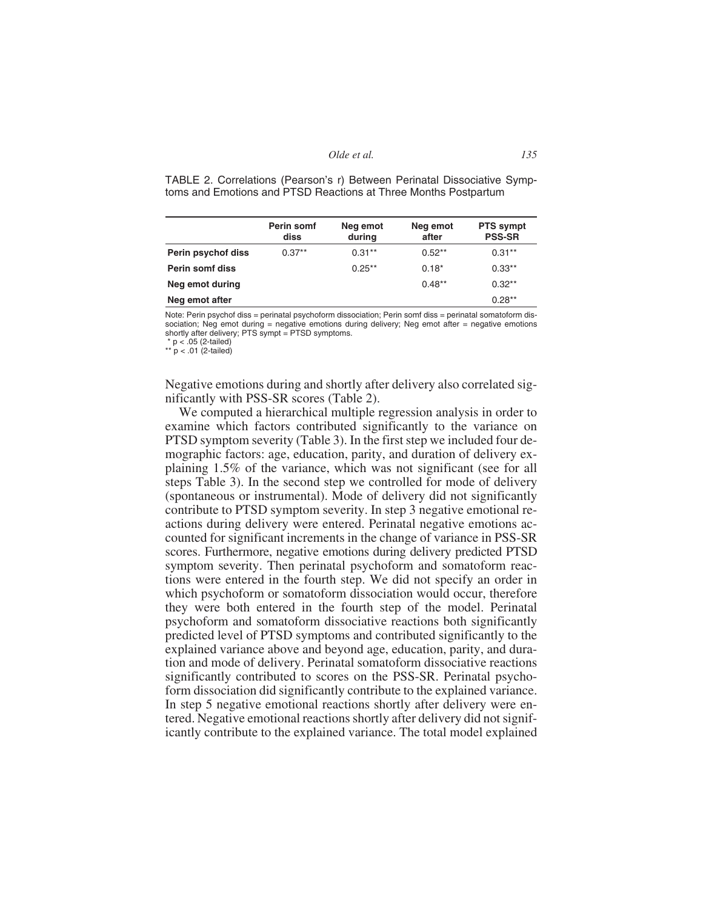TABLE 2. Correlations (Pearson's r) Between Perinatal Dissociative Symptoms and Emotions and PTSD Reactions at Three Months Postpartum

| | Perin somf diss | Neg emot during | Neg emot after | PTS sympt PSS-SR |
|---|---|---|---|---|
| **Perin psychof diss** | 0.37** | 0.31** | 0.52** | 0.31** |
| **Perin somf diss** | | 0.25** | 0.18* | 0.33** |
| **Neg emot during** | | | 0.48** | 0.32** |
| **Neg emot after** | | | | 0.28** |

Note: Perin psychof diss = perinatal psychoform dissociation; Perin somf diss = perinatal somatoform dissociation; Neg emot during = negative emotions during delivery; Neg emot after = negative emotions shortly after delivery; PTS sympt = PTSD symptoms.
* $p < .05$ (2-tailed)
** $p < .01$ (2-tailed)

Negative emotions during and shortly after delivery also correlated significantly with PSS-SR scores (Table 2).

We computed a hierarchical multiple regression analysis in order to examine which factors contributed significantly to the variance on PTSD symptom severity (Table 3). In the first step we included four demographic factors: age, education, parity, and duration of delivery explaining 1.5% of the variance, which was not significant (see for all steps Table 3). In the second step we controlled for mode of delivery (spontaneous or instrumental). Mode of delivery did not significantly contribute to PTSD symptom severity. In step 3 negative emotional reactions during delivery were entered. Perinatal negative emotions accounted for significant increments in the change of variance in PSS-SR scores. Furthermore, negative emotions during delivery predicted PTSD symptom severity. Then perinatal psychoform and somatoform reactions were entered in the fourth step. We did not specify an order in which psychoform or somatoform dissociation would occur, therefore they were both entered in the fourth step of the model. Perinatal psychoform and somatoform dissociative reactions both significantly predicted level of PTSD symptoms and contributed significantly to the explained variance above and beyond age, education, parity, and duration and mode of delivery. Perinatal somatoform dissociative reactions significantly contributed to scores on the PSS-SR. Perinatal psychoform dissociation did significantly contribute to the explained variance. In step 5 negative emotional reactions shortly after delivery were entered. Negative emotional reactions shortly after delivery did not significantly contribute to the explained variance. The total model explained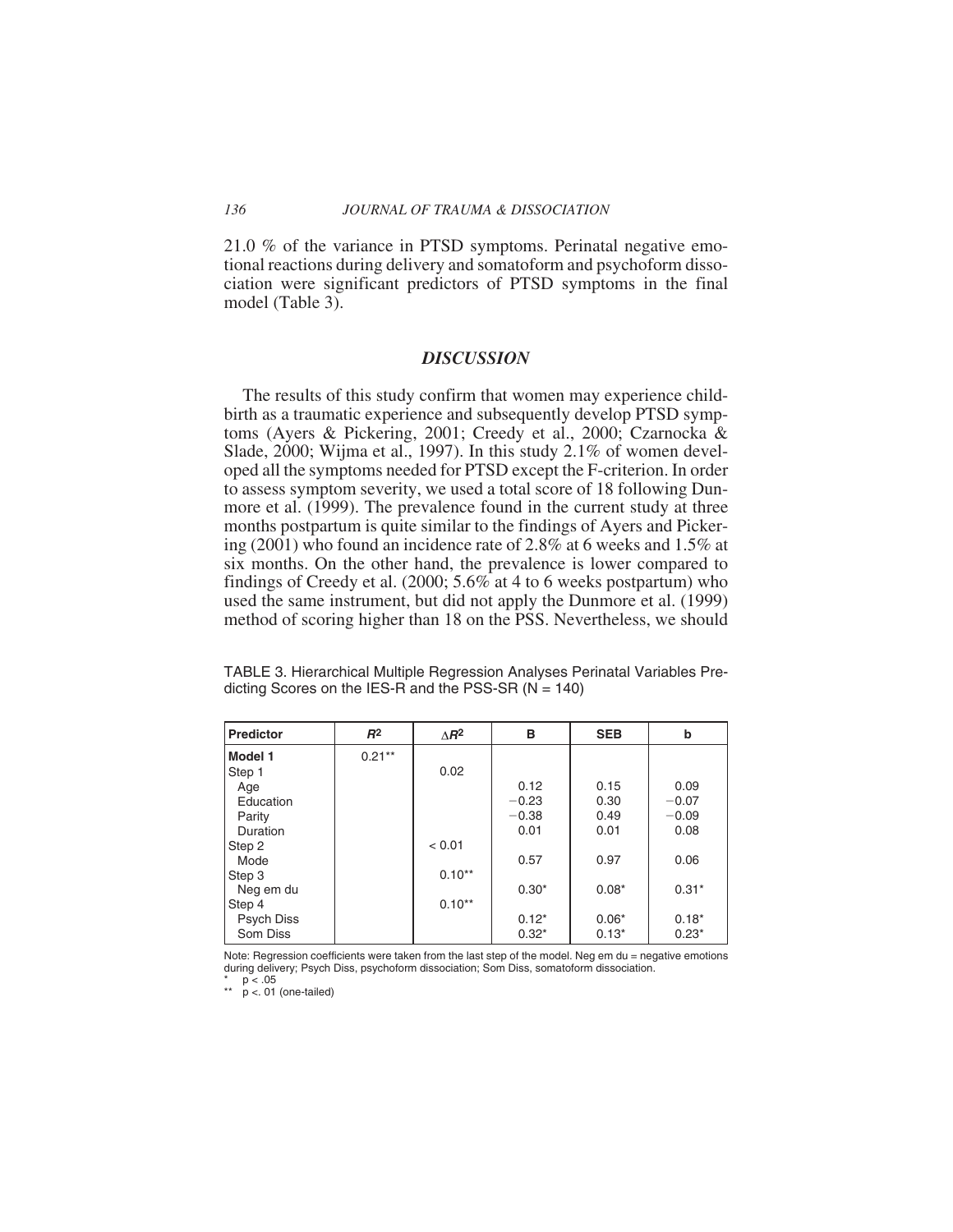21.0 % of the variance in PTSD symptoms. Perinatal negative emotional reactions during delivery and somatoform and psychoform dissociation were significant predictors of PTSD symptoms in the final model (Table 3).

## *DISCUSSION*

The results of this study confirm that women may experience childbirth as a traumatic experience and subsequently develop PTSD symptoms (Ayers & Pickering, 2001; Creedy et al., 2000; Czarnocka & Slade, 2000; Wijma et al., 1997). In this study 2.1% of women developed all the symptoms needed for PTSD except the F-criterion. In order to assess symptom severity, we used a total score of 18 following Dunmore et al. (1999). The prevalence found in the current study at three months postpartum is quite similar to the findings of Ayers and Pickering (2001) who found an incidence rate of 2.8% at 6 weeks and 1.5% at six months. On the other hand, the prevalence is lower compared to findings of Creedy et al. (2000; 5.6% at 4 to 6 weeks postpartum) who used the same instrument, but did not apply the Dunmore et al. (1999) method of scoring higher than 18 on the PSS. Nevertheless, we should

TABLE 3. Hierarchical Multiple Regression Analyses Perinatal Variables Predicting Scores on the IES-R and the PSS-SR (N = 140)

| Predictor | $R^2$ | $\Delta R^2$ | B | SEB | b |
|---|---|---|---|---|---|
| **Model 1** | 0.21** | | | | |
| Step 1 | | 0.02 | | | |
| Age | | | 0.12 | 0.15 | 0.09 |
| Education | | | −0.23 | 0.30 | −0.07 |
| Parity | | | −0.38 | 0.49 | −0.09 |
| Duration | | | 0.01 | 0.01 | 0.08 |
| Step 2 | | < 0.01 | | | |
| Mode | | | 0.57 | 0.97 | 0.06 |
| Step 3 | | 0.10** | | | |
| Neg em du | | | 0.30* | 0.08* | 0.31* |
| Step 4 | | 0.10** | | | |
| Psych Diss | | | 0.12* | 0.06* | 0.18* |
| Som Diss | | | 0.32* | 0.13* | 0.23* |

Note: Regression coefficients were taken from the last step of the model. Neg em du = negative emotions during delivery; Psych Diss, psychoform dissociation; Som Diss, somatoform dissociation.
\* $p < .05$
\*\* $p < .01$ (one-tailed)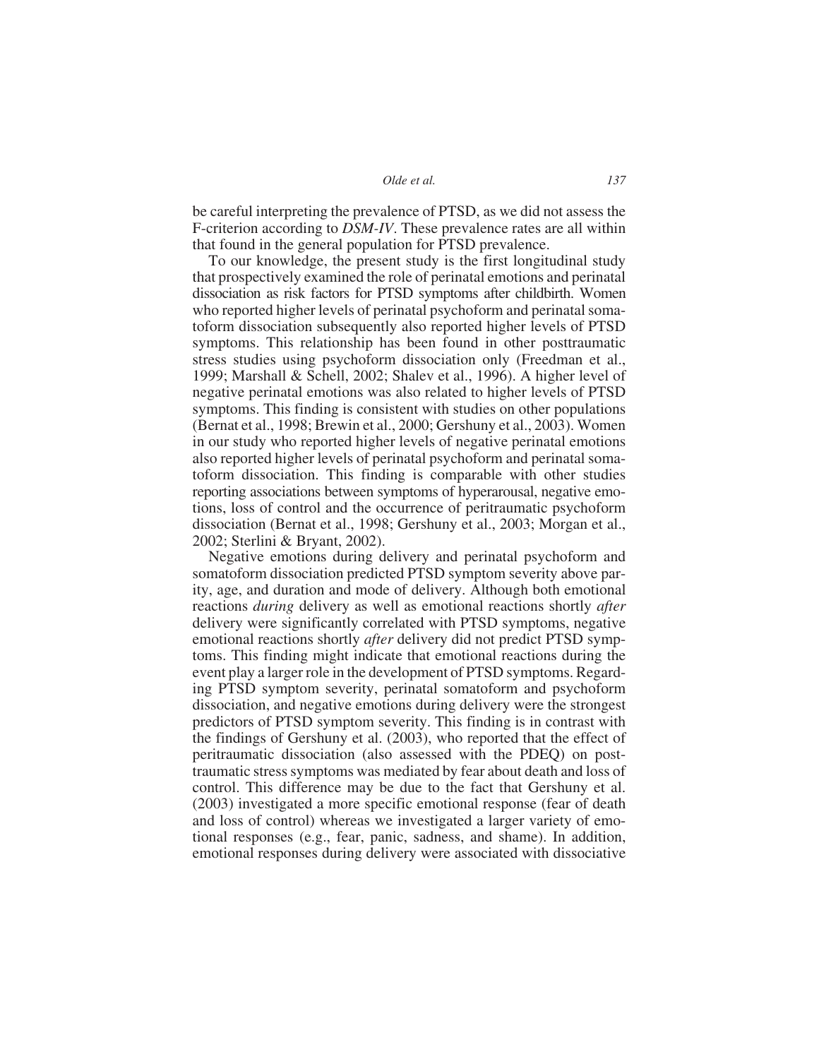be careful interpreting the prevalence of PTSD, as we did not assess the F-criterion according to *DSM-IV*. These prevalence rates are all within that found in the general population for PTSD prevalence.

To our knowledge, the present study is the first longitudinal study that prospectively examined the role of perinatal emotions and perinatal dissociation as risk factors for PTSD symptoms after childbirth. Women who reported higher levels of perinatal psychoform and perinatal somatoform dissociation subsequently also reported higher levels of PTSD symptoms. This relationship has been found in other posttraumatic stress studies using psychoform dissociation only (Freedman et al., 1999; Marshall & Schell, 2002; Shalev et al., 1996). A higher level of negative perinatal emotions was also related to higher levels of PTSD symptoms. This finding is consistent with studies on other populations (Bernat et al., 1998; Brewin et al., 2000; Gershuny et al., 2003). Women in our study who reported higher levels of negative perinatal emotions also reported higher levels of perinatal psychoform and perinatal somatoform dissociation. This finding is comparable with other studies reporting associations between symptoms of hyperarousal, negative emotions, loss of control and the occurrence of peritraumatic psychoform dissociation (Bernat et al., 1998; Gershuny et al., 2003; Morgan et al., 2002; Sterlini & Bryant, 2002).

Negative emotions during delivery and perinatal psychoform and somatoform dissociation predicted PTSD symptom severity above parity, age, and duration and mode of delivery. Although both emotional reactions *during* delivery as well as emotional reactions shortly *after* delivery were significantly correlated with PTSD symptoms, negative emotional reactions shortly *after* delivery did not predict PTSD symptoms. This finding might indicate that emotional reactions during the event play a larger role in the development of PTSD symptoms. Regarding PTSD symptom severity, perinatal somatoform and psychoform dissociation, and negative emotions during delivery were the strongest predictors of PTSD symptom severity. This finding is in contrast with the findings of Gershuny et al. (2003), who reported that the effect of peritraumatic dissociation (also assessed with the PDEQ) on posttraumatic stress symptoms was mediated by fear about death and loss of control. This difference may be due to the fact that Gershuny et al. (2003) investigated a more specific emotional response (fear of death and loss of control) whereas we investigated a larger variety of emotional responses (e.g., fear, panic, sadness, and shame). In addition, emotional responses during delivery were associated with dissociative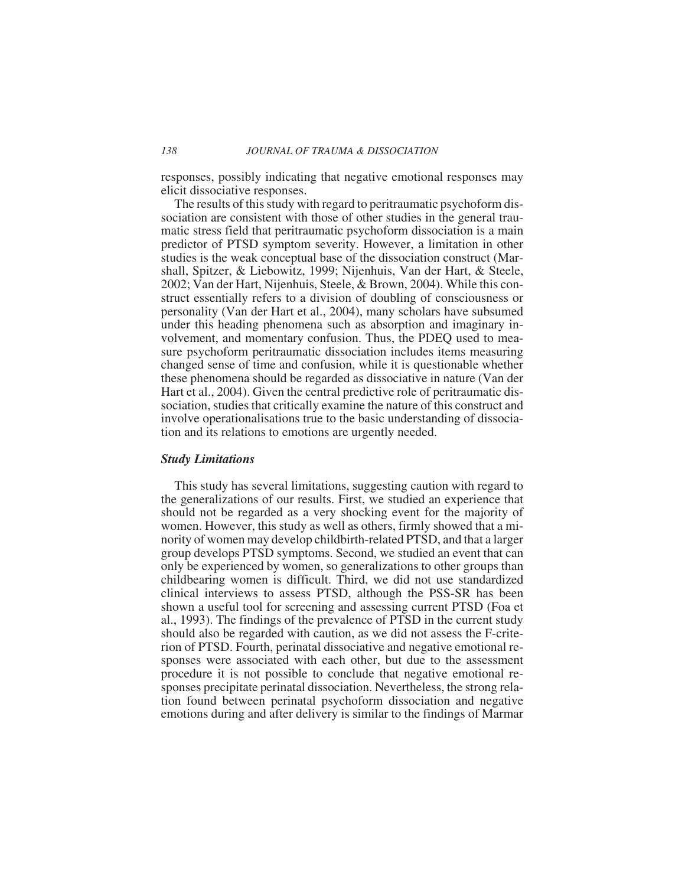responses, possibly indicating that negative emotional responses may elicit dissociative responses.

The results of this study with regard to peritraumatic psychoform dissociation are consistent with those of other studies in the general traumatic stress field that peritraumatic psychoform dissociation is a main predictor of PTSD symptom severity. However, a limitation in other studies is the weak conceptual base of the dissociation construct (Marshall, Spitzer, & Liebowitz, 1999; Nijenhuis, Van der Hart, & Steele, 2002; Van der Hart, Nijenhuis, Steele, & Brown, 2004). While this construct essentially refers to a division of doubling of consciousness or personality (Van der Hart et al., 2004), many scholars have subsumed under this heading phenomena such as absorption and imaginary involvement, and momentary confusion. Thus, the PDEQ used to measure psychoform peritraumatic dissociation includes items measuring changed sense of time and confusion, while it is questionable whether these phenomena should be regarded as dissociative in nature (Van der Hart et al., 2004). Given the central predictive role of peritraumatic dissociation, studies that critically examine the nature of this construct and involve operationalisations true to the basic understanding of dissociation and its relations to emotions are urgently needed.

### *Study Limitations*

This study has several limitations, suggesting caution with regard to the generalizations of our results. First, we studied an experience that should not be regarded as a very shocking event for the majority of women. However, this study as well as others, firmly showed that a minority of women may develop childbirth-related PTSD, and that a larger group develops PTSD symptoms. Second, we studied an event that can only be experienced by women, so generalizations to other groups than childbearing women is difficult. Third, we did not use standardized clinical interviews to assess PTSD, although the PSS-SR has been shown a useful tool for screening and assessing current PTSD (Foa et al., 1993). The findings of the prevalence of PTSD in the current study should also be regarded with caution, as we did not assess the F-criterion of PTSD. Fourth, perinatal dissociative and negative emotional responses were associated with each other, but due to the assessment procedure it is not possible to conclude that negative emotional responses precipitate perinatal dissociation. Nevertheless, the strong relation found between perinatal psychoform dissociation and negative emotions during and after delivery is similar to the findings of Marmar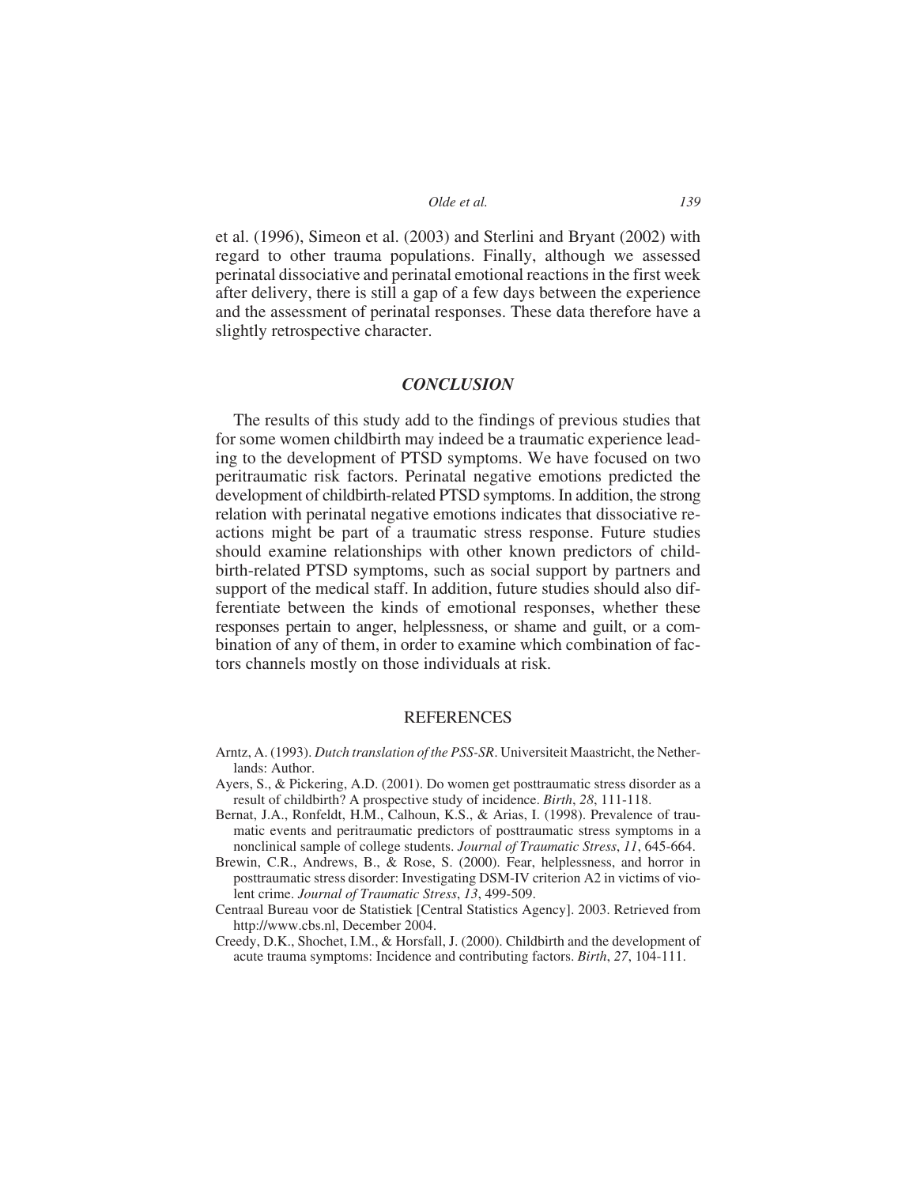et al. (1996), Simeon et al. (2003) and Sterlini and Bryant (2002) with regard to other trauma populations. Finally, although we assessed perinatal dissociative and perinatal emotional reactions in the first week after delivery, there is still a gap of a few days between the experience and the assessment of perinatal responses. These data therefore have a slightly retrospective character.

## *CONCLUSION*

The results of this study add to the findings of previous studies that for some women childbirth may indeed be a traumatic experience leading to the development of PTSD symptoms. We have focused on two peritraumatic risk factors. Perinatal negative emotions predicted the development of childbirth-related PTSD symptoms. In addition, the strong relation with perinatal negative emotions indicates that dissociative reactions might be part of a traumatic stress response. Future studies should examine relationships with other known predictors of childbirth-related PTSD symptoms, such as social support by partners and support of the medical staff. In addition, future studies should also differentiate between the kinds of emotional responses, whether these responses pertain to anger, helplessness, or shame and guilt, or a combination of any of them, in order to examine which combination of factors channels mostly on those individuals at risk.

## REFERENCES

Arntz, A. (1993). *Dutch translation of the PSS-SR*. Universiteit Maastricht, the Netherlands: Author.

Ayers, S., & Pickering, A.D. (2001). Do women get posttraumatic stress disorder as a result of childbirth? A prospective study of incidence. *Birth*, *28*, 111-118.

Bernat, J.A., Ronfeldt, H.M., Calhoun, K.S., & Arias, I. (1998). Prevalence of traumatic events and peritraumatic predictors of posttraumatic stress symptoms in a nonclinical sample of college students. *Journal of Traumatic Stress*, *11*, 645-664.

Brewin, C.R., Andrews, B., & Rose, S. (2000). Fear, helplessness, and horror in posttraumatic stress disorder: Investigating DSM-IV criterion A2 in victims of violent crime. *Journal of Traumatic Stress*, *13*, 499-509.

Centraal Bureau voor de Statistiek [Central Statistics Agency]. 2003. Retrieved from http://www.cbs.nl, December 2004.

Creedy, D.K., Shochet, I.M., & Horsfall, J. (2000). Childbirth and the development of acute trauma symptoms: Incidence and contributing factors. *Birth*, *27*, 104-111.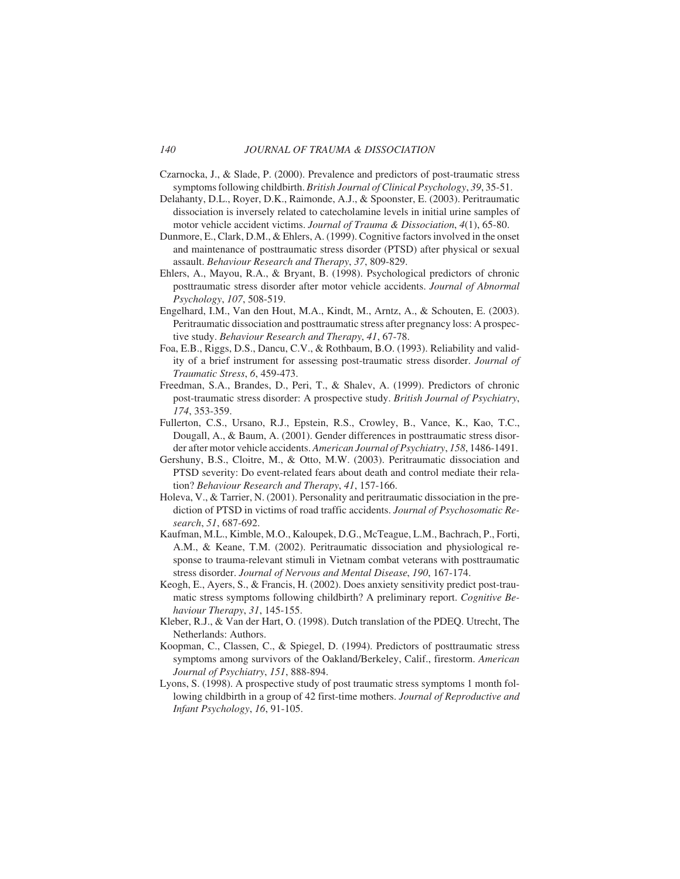Czarnocka, J., & Slade, P. (2000). Prevalence and predictors of post-traumatic stress symptoms following childbirth. *British Journal of Clinical Psychology*, *39*, 35-51.

Delahanty, D.L., Royer, D.K., Raimonde, A.J., & Spoonster, E. (2003). Peritraumatic dissociation is inversely related to catecholamine levels in initial urine samples of motor vehicle accident victims. *Journal of Trauma & Dissociation*, *4*(1), 65-80.

Dunmore, E., Clark, D.M., & Ehlers, A. (1999). Cognitive factors involved in the onset and maintenance of posttraumatic stress disorder (PTSD) after physical or sexual assault. *Behaviour Research and Therapy*, *37*, 809-829.

Ehlers, A., Mayou, R.A., & Bryant, B. (1998). Psychological predictors of chronic posttraumatic stress disorder after motor vehicle accidents. *Journal of Abnormal Psychology*, *107*, 508-519.

Engelhard, I.M., Van den Hout, M.A., Kindt, M., Arntz, A., & Schouten, E. (2003). Peritraumatic dissociation and posttraumatic stress after pregnancy loss: A prospective study. *Behaviour Research and Therapy*, *41*, 67-78.

Foa, E.B., Riggs, D.S., Dancu, C.V., & Rothbaum, B.O. (1993). Reliability and validity of a brief instrument for assessing post-traumatic stress disorder. *Journal of Traumatic Stress*, *6*, 459-473.

Freedman, S.A., Brandes, D., Peri, T., & Shalev, A. (1999). Predictors of chronic post-traumatic stress disorder: A prospective study. *British Journal of Psychiatry*, *174*, 353-359.

Fullerton, C.S., Ursano, R.J., Epstein, R.S., Crowley, B., Vance, K., Kao, T.C., Dougall, A., & Baum, A. (2001). Gender differences in posttraumatic stress disorder after motor vehicle accidents. *American Journal of Psychiatry*, *158*, 1486-1491.

Gershuny, B.S., Cloitre, M., & Otto, M.W. (2003). Peritraumatic dissociation and PTSD severity: Do event-related fears about death and control mediate their relation? *Behaviour Research and Therapy*, *41*, 157-166.

Holeva, V., & Tarrier, N. (2001). Personality and peritraumatic dissociation in the prediction of PTSD in victims of road traffic accidents. *Journal of Psychosomatic Research*, *51*, 687-692.

Kaufman, M.L., Kimble, M.O., Kaloupek, D.G., McTeague, L.M., Bachrach, P., Forti, A.M., & Keane, T.M. (2002). Peritraumatic dissociation and physiological response to trauma-relevant stimuli in Vietnam combat veterans with posttraumatic stress disorder. *Journal of Nervous and Mental Disease*, *190*, 167-174.

Keogh, E., Ayers, S., & Francis, H. (2002). Does anxiety sensitivity predict post-traumatic stress symptoms following childbirth? A preliminary report. *Cognitive Behaviour Therapy*, *31*, 145-155.

Kleber, R.J., & Van der Hart, O. (1998). Dutch translation of the PDEQ. Utrecht, The Netherlands: Authors.

Koopman, C., Classen, C., & Spiegel, D. (1994). Predictors of posttraumatic stress symptoms among survivors of the Oakland/Berkeley, Calif., firestorm. *American Journal of Psychiatry*, *151*, 888-894.

Lyons, S. (1998). A prospective study of post traumatic stress symptoms 1 month following childbirth in a group of 42 first-time mothers. *Journal of Reproductive and Infant Psychology*, *16*, 91-105.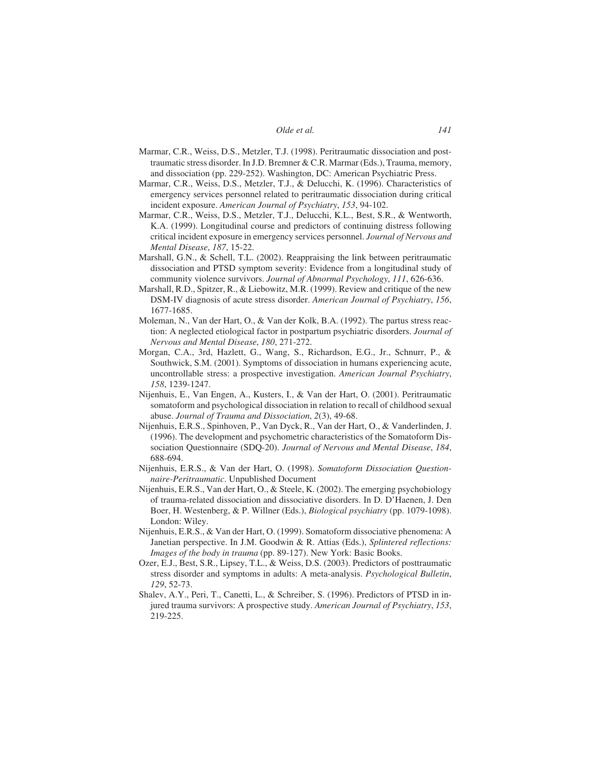Marmar, C.R., Weiss, D.S., Metzler, T.J. (1998). Peritraumatic dissociation and posttraumatic stress disorder. In J.D. Bremner & C.R. Marmar (Eds.), Trauma, memory, and dissociation (pp. 229-252). Washington, DC: American Psychiatric Press.

Marmar, C.R., Weiss, D.S., Metzler, T.J., & Delucchi, K. (1996). Characteristics of emergency services personnel related to peritraumatic dissociation during critical incident exposure. *American Journal of Psychiatry*, *153*, 94-102.

Marmar, C.R., Weiss, D.S., Metzler, T.J., Delucchi, K.L., Best, S.R., & Wentworth, K.A. (1999). Longitudinal course and predictors of continuing distress following critical incident exposure in emergency services personnel. *Journal of Nervous and Mental Disease*, *187*, 15-22.

Marshall, G.N., & Schell, T.L. (2002). Reappraising the link between peritraumatic dissociation and PTSD symptom severity: Evidence from a longitudinal study of community violence survivors. *Journal of Abnormal Psychology*, *111*, 626-636.

Marshall, R.D., Spitzer, R., & Liebowitz, M.R. (1999). Review and critique of the new DSM-IV diagnosis of acute stress disorder. *American Journal of Psychiatry*, *156*, 1677-1685.

Moleman, N., Van der Hart, O., & Van der Kolk, B.A. (1992). The partus stress reaction: A neglected etiological factor in postpartum psychiatric disorders. *Journal of Nervous and Mental Disease*, *180*, 271-272.

Morgan, C.A., 3rd, Hazlett, G., Wang, S., Richardson, E.G., Jr., Schnurr, P., & Southwick, S.M. (2001). Symptoms of dissociation in humans experiencing acute, uncontrollable stress: a prospective investigation. *American Journal Psychiatry*, *158*, 1239-1247.

Nijenhuis, E., Van Engen, A., Kusters, I., & Van der Hart, O. (2001). Peritraumatic somatoform and psychological dissociation in relation to recall of childhood sexual abuse. *Journal of Trauma and Dissociation*, *2*(3), 49-68.

Nijenhuis, E.R.S., Spinhoven, P., Van Dyck, R., Van der Hart, O., & Vanderlinden, J. (1996). The development and psychometric characteristics of the Somatoform Dissociation Questionnaire (SDQ-20). *Journal of Nervous and Mental Disease*, *184*, 688-694.

Nijenhuis, E.R.S., & Van der Hart, O. (1998). *Somatoform Dissociation Questionnaire-Peritraumatic*. Unpublished Document

Nijenhuis, E.R.S., Van der Hart, O., & Steele, K. (2002). The emerging psychobiology of trauma-related dissociation and dissociative disorders. In D. D'Haenen, J. Den Boer, H. Westenberg, & P. Willner (Eds.), *Biological psychiatry* (pp. 1079-1098). London: Wiley.

Nijenhuis, E.R.S., & Van der Hart, O. (1999). Somatoform dissociative phenomena: A Janetian perspective. In J.M. Goodwin & R. Attias (Eds.), *Splintered reflections: Images of the body in trauma* (pp. 89-127). New York: Basic Books.

Ozer, E.J., Best, S.R., Lipsey, T.L., & Weiss, D.S. (2003). Predictors of posttraumatic stress disorder and symptoms in adults: A meta-analysis. *Psychological Bulletin*, *129*, 52-73.

Shalev, A.Y., Peri, T., Canetti, L., & Schreiber, S. (1996). Predictors of PTSD in injured trauma survivors: A prospective study. *American Journal of Psychiatry*, *153*, 219-225.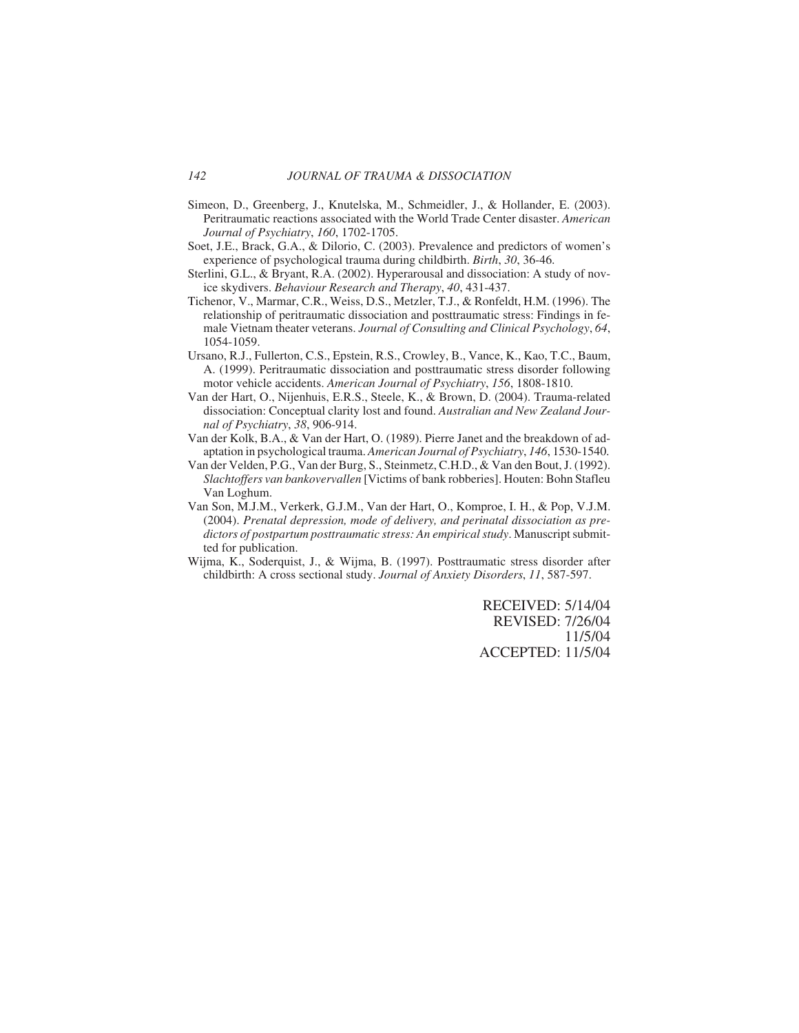Simeon, D., Greenberg, J., Knutelska, M., Schmeidler, J., & Hollander, E. (2003). Peritraumatic reactions associated with the World Trade Center disaster. *American Journal of Psychiatry*, *160*, 1702-1705.

Soet, J.E., Brack, G.A., & Dilorio, C. (2003). Prevalence and predictors of women's experience of psychological trauma during childbirth. *Birth*, *30*, 36-46.

Sterlini, G.L., & Bryant, R.A. (2002). Hyperarousal and dissociation: A study of novice skydivers. *Behaviour Research and Therapy*, *40*, 431-437.

Tichenor, V., Marmar, C.R., Weiss, D.S., Metzler, T.J., & Ronfeldt, H.M. (1996). The relationship of peritraumatic dissociation and posttraumatic stress: Findings in female Vietnam theater veterans. *Journal of Consulting and Clinical Psychology*, *64*, 1054-1059.

Ursano, R.J., Fullerton, C.S., Epstein, R.S., Crowley, B., Vance, K., Kao, T.C., Baum, A. (1999). Peritraumatic dissociation and posttraumatic stress disorder following motor vehicle accidents. *American Journal of Psychiatry*, *156*, 1808-1810.

Van der Hart, O., Nijenhuis, E.R.S., Steele, K., & Brown, D. (2004). Trauma-related dissociation: Conceptual clarity lost and found. *Australian and New Zealand Journal of Psychiatry*, *38*, 906-914.

Van der Kolk, B.A., & Van der Hart, O. (1989). Pierre Janet and the breakdown of adaptation in psychological trauma. *American Journal of Psychiatry*, *146*, 1530-1540.

Van der Velden, P.G., Van der Burg, S., Steinmetz, C.H.D., & Van den Bout, J. (1992). *Slachtoffers van bankovervallen* [Victims of bank robberies]. Houten: Bohn Stafleu Van Loghum.

Van Son, M.J.M., Verkerk, G.J.M., Van der Hart, O., Komproe, I. H., & Pop, V.J.M. (2004). *Prenatal depression, mode of delivery, and perinatal dissociation as predictors of postpartum posttraumatic stress: An empirical study*. Manuscript submitted for publication.

Wijma, K., Soderquist, J., & Wijma, B. (1997). Posttraumatic stress disorder after childbirth: A cross sectional study. *Journal of Anxiety Disorders*, *11*, 587-597.

RECEIVED: 5/14/04
REVISED: 7/26/04
11/5/04
ACCEPTED: 11/5/04